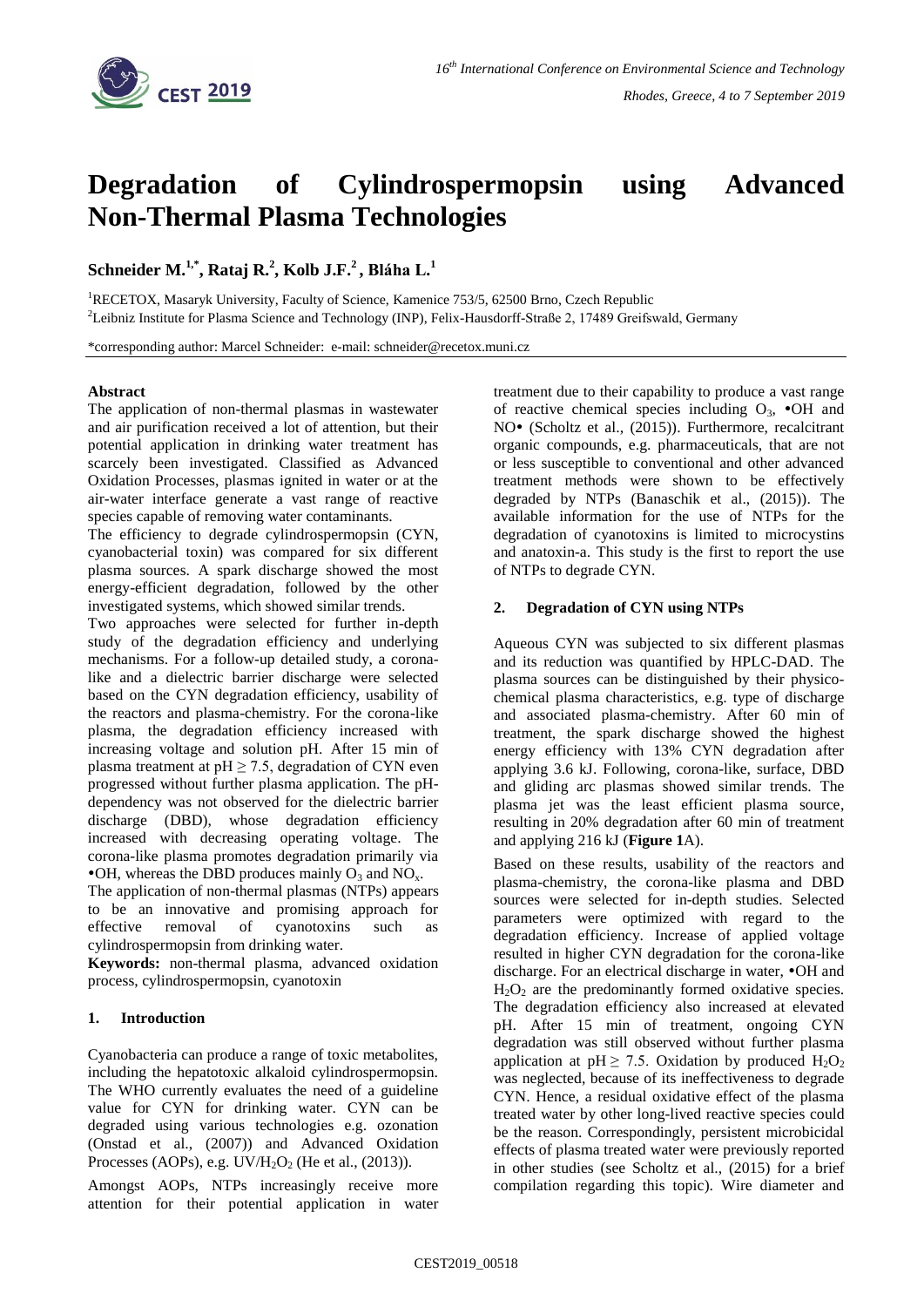# Degradation of Cylindrospermopsin using Advanced Non-Thermal Plasma Technologies

**Schneider M.[1,*], Rataj R.[2], Kolb J.F.[2], Bláha L.[1]**

[1]RECETOX, Masaryk University, Faculty of Science, Kamenice 753/5, 62500 Brno, Czech Republic

[2]Leibniz Institute for Plasma Science and Technology (INP), Felix-Hausdorff-Straße 2, 17489 Greifswald, Germany

*corresponding author: Marcel Schneider: e-mail: schneider@recetox.muni.cz

**Abstract**

The application of non-thermal plasmas in wastewater and air purification received a lot of attention, but their potential application in drinking water treatment has scarcely been investigated. Classified as Advanced Oxidation Processes, plasmas ignited in water or at the air-water interface generate a vast range of reactive species capable of removing water contaminants.

The efficiency to degrade cylindrospermopsin (CYN, cyanobacterial toxin) was compared for six different plasma sources. A spark discharge showed the most energy-efficient degradation, followed by the other investigated systems, which showed similar trends.

Two approaches were selected for further in-depth study of the degradation efficiency and underlying mechanisms. For a follow-up detailed study, a corona-like and a dielectric barrier discharge were selected based on the CYN degradation efficiency, usability of the reactors and plasma-chemistry. For the corona-like plasma, the degradation efficiency increased with increasing voltage and solution pH. After 15 min of plasma treatment at pH ≥ 7.5, degradation of CYN even progressed without further plasma application. The pH-dependency was not observed for the dielectric barrier discharge (DBD), whose degradation efficiency increased with decreasing operating voltage. The corona-like plasma promotes degradation primarily via •OH, whereas the DBD produces mainly $O_3$ and $NO_x$.

The application of non-thermal plasmas (NTPs) appears to be an innovative and promising approach for effective removal of cyanotoxins such as cylindrospermopsin from drinking water.

**Keywords:** non-thermal plasma, advanced oxidation process, cylindrospermopsin, cyanotoxin

## 1. Introduction

Cyanobacteria can produce a range of toxic metabolites, including the hepatotoxic alkaloid cylindrospermopsin. The WHO currently evaluates the need of a guideline value for CYN for drinking water. CYN can be degraded using various technologies e.g. ozonation (Onstad et al., (2007)) and Advanced Oxidation Processes (AOPs), e.g. $UV/H_2O_2$ (He et al., (2013)).

Amongst AOPs, NTPs increasingly receive more attention for their potential application in water treatment due to their capability to produce a vast range of reactive chemical species including $O_3$, •OH and NO• (Scholtz et al., (2015)). Furthermore, recalcitrant organic compounds, e.g. pharmaceuticals, that are not or less susceptible to conventional and other advanced treatment methods were shown to be effectively degraded by NTPs (Banaschik et al., (2015)). The available information for the use of NTPs for the degradation of cyanotoxins is limited to microcystins and anatoxin-a. This study is the first to report the use of NTPs to degrade CYN.

## 2. Degradation of CYN using NTPs

Aqueous CYN was subjected to six different plasmas and its reduction was quantified by HPLC-DAD. The plasma sources can be distinguished by their physico-chemical plasma characteristics, e.g. type of discharge and associated plasma-chemistry. After 60 min of treatment, the spark discharge showed the highest energy efficiency with 13% CYN degradation after applying 3.6 kJ. Following, corona-like, surface, DBD and gliding arc plasmas showed similar trends. The plasma jet was the least efficient plasma source, resulting in 20% degradation after 60 min of treatment and applying 216 kJ (**Figure 1**A).

Based on these results, usability of the reactors and plasma-chemistry, the corona-like plasma and DBD sources were selected for in-depth studies. Selected parameters were optimized with regard to the degradation efficiency. Increase of applied voltage resulted in higher CYN degradation for the corona-like discharge. For an electrical discharge in water, •OH and $H_2O_2$ are the predominantly formed oxidative species. The degradation efficiency also increased at elevated pH. After 15 min of treatment, ongoing CYN degradation was still observed without further plasma application at pH ≥ 7.5. Oxidation by produced $H_2O_2$ was neglected, because of its ineffectiveness to degrade CYN. Hence, a residual oxidative effect of the plasma treated water by other long-lived reactive species could be the reason. Correspondingly, persistent microbicidal effects of plasma treated water were previously reported in other studies (see Scholtz et al., (2015) for a brief compilation regarding this topic). Wire diameter and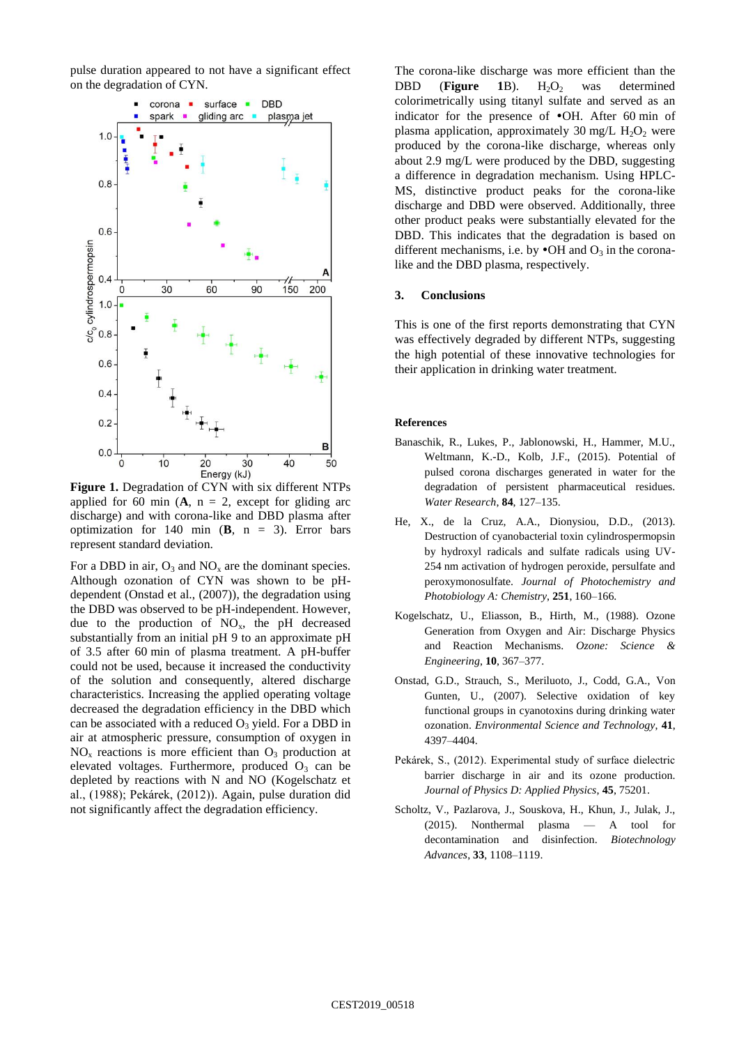pulse duration appeared to not have a significant effect on the degradation of CYN.

corona
surface
DBD
spark
gliding arc
plasma jet

1.0
0.8
0.6
0.4
A
0
30
60
90
150
200

c/c$_0$ cylindrospermopsin

1.0
0.8
0.6
0.4
0.2
0.0
B
0
10
20
30
40
50
Energy (kJ)

**Figure 1.** Degradation of CYN with six different NTPs applied for 60 min (**A**, n = 2, except for gliding arc discharge) and with corona-like and DBD plasma after optimization for 140 min (**B**, n = 3). Error bars represent standard deviation.

For a DBD in air, $O_3$ and $NO_x$ are the dominant species. Although ozonation of CYN was shown to be pH-dependent (Onstad et al., (2007)), the degradation using the DBD was observed to be pH-independent. However, due to the production of $NO_x$, the pH decreased substantially from an initial pH 9 to an approximate pH of 3.5 after 60 min of plasma treatment. A pH-buffer could not be used, because it increased the conductivity of the solution and consequently, altered discharge characteristics. Increasing the applied operating voltage decreased the degradation efficiency in the DBD which can be associated with a reduced $O_3$ yield. For a DBD in air at atmospheric pressure, consumption of oxygen in $NO_x$ reactions is more efficient than $O_3$ production at elevated voltages. Furthermore, produced $O_3$ can be depleted by reactions with N and NO (Kogelschatz et al., (1988); Pekárek, (2012)). Again, pulse duration did not significantly affect the degradation efficiency.

The corona-like discharge was more efficient than the DBD (**Figure 1**B). $H_2O_2$ was determined colorimetrically using titanyl sulfate and served as an indicator for the presence of •OH. After 60 min of plasma application, approximately 30 mg/L $H_2O_2$ were produced by the corona-like discharge, whereas only about 2.9 mg/L were produced by the DBD, suggesting a difference in degradation mechanism. Using HPLC-MS, distinctive product peaks for the corona-like discharge and DBD were observed. Additionally, three other product peaks were substantially elevated for the DBD. This indicates that the degradation is based on different mechanisms, i.e. by •OH and $O_3$ in the corona-like and the DBD plasma, respectively.

## 3. Conclusions

This is one of the first reports demonstrating that CYN was effectively degraded by different NTPs, suggesting the high potential of these innovative technologies for their application in drinking water treatment.

### References

Banaschik, R., Lukes, P., Jablonowski, H., Hammer, M.U., Weltmann, K.-D., Kolb, J.F., (2015). Potential of pulsed corona discharges generated in water for the degradation of persistent pharmaceutical residues. *Water Research*, **84**, 127–135.

He, X., de la Cruz, A.A., Dionysiou, D.D., (2013). Destruction of cyanobacterial toxin cylindrospermopsin by hydroxyl radicals and sulfate radicals using UV-254 nm activation of hydrogen peroxide, persulfate and peroxymonosulfate. *Journal of Photochemistry and Photobiology A: Chemistry*, **251**, 160–166.

Kogelschatz, U., Eliasson, B., Hirth, M., (1988). Ozone Generation from Oxygen and Air: Discharge Physics and Reaction Mechanisms. *Ozone: Science & Engineering*, **10**, 367–377.

Onstad, G.D., Strauch, S., Meriluoto, J., Codd, G.A., Von Gunten, U., (2007). Selective oxidation of key functional groups in cyanotoxins during drinking water ozonation. *Environmental Science and Technology*, **41**, 4397–4404.

Pekárek, S., (2012). Experimental study of surface dielectric barrier discharge in air and its ozone production. *Journal of Physics D: Applied Physics*, **45**, 75201.

Scholtz, V., Pazlarova, J., Souskova, H., Khun, J., Julak, J., (2015). Nonthermal plasma — A tool for decontamination and disinfection. *Biotechnology Advances*, **33**, 1108–1119.